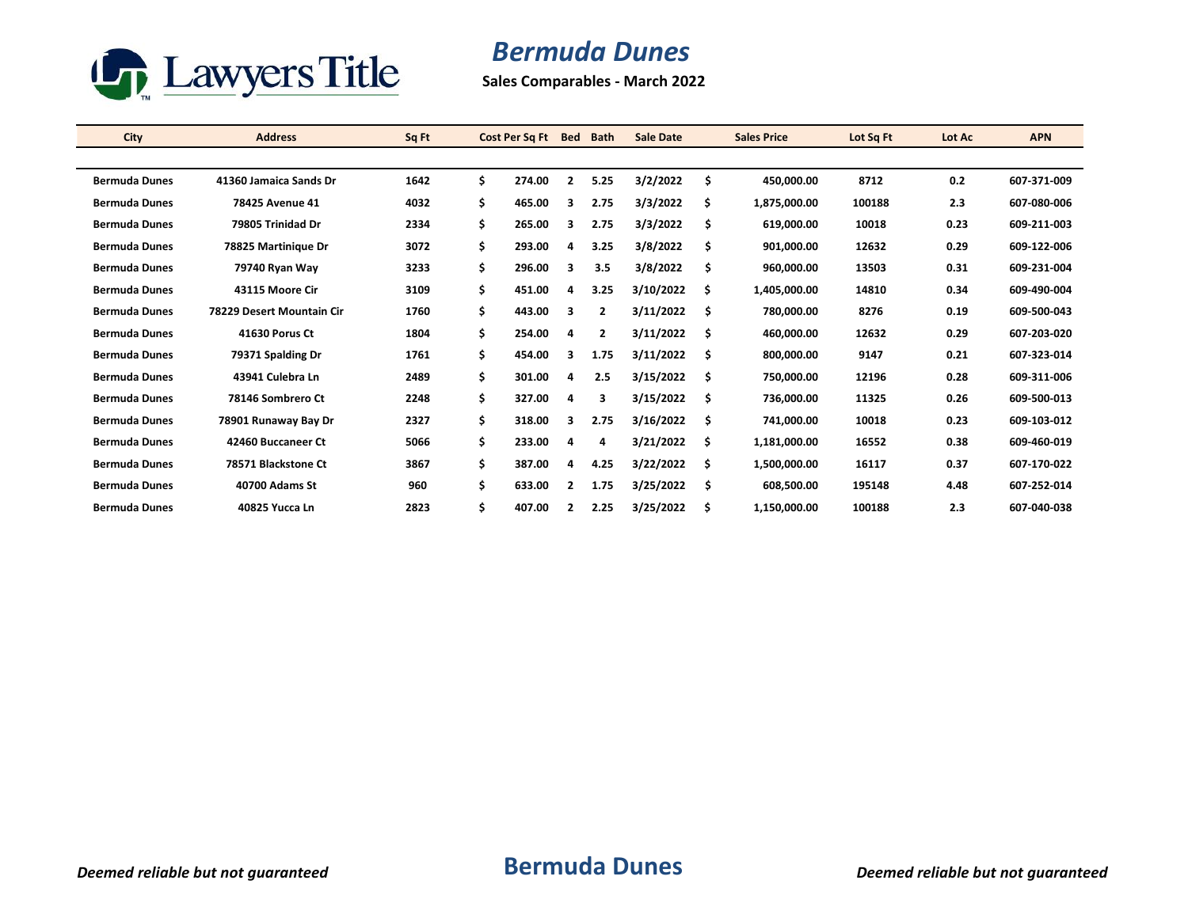Lawyers Title

# Bermuda Dunes

**Sales Comparables - March 2022**

| City | Address | Sq Ft | Cost Per Sq Ft | Bed | Bath | Sale Date | Sales Price | Lot Sq Ft | Lot Ac | APN |
|---|---|---|---|---|---|---|---|---|---|---|
| Bermuda Dunes | 41360 Jamaica Sands Dr | 1642 | $ 274.00 | 2 | 5.25 | 3/2/2022 | $ 450,000.00 | 8712 | 0.2 | 607-371-009 |
| Bermuda Dunes | 78425 Avenue 41 | 4032 | $ 465.00 | 3 | 2.75 | 3/3/2022 | $ 1,875,000.00 | 100188 | 2.3 | 607-080-006 |
| Bermuda Dunes | 79805 Trinidad Dr | 2334 | $ 265.00 | 3 | 2.75 | 3/3/2022 | $ 619,000.00 | 10018 | 0.23 | 609-211-003 |
| Bermuda Dunes | 78825 Martinique Dr | 3072 | $ 293.00 | 4 | 3.25 | 3/8/2022 | $ 901,000.00 | 12632 | 0.29 | 609-122-006 |
| Bermuda Dunes | 79740 Ryan Way | 3233 | $ 296.00 | 3 | 3.5 | 3/8/2022 | $ 960,000.00 | 13503 | 0.31 | 609-231-004 |
| Bermuda Dunes | 43115 Moore Cir | 3109 | $ 451.00 | 4 | 3.25 | 3/10/2022 | $ 1,405,000.00 | 14810 | 0.34 | 609-490-004 |
| Bermuda Dunes | 78229 Desert Mountain Cir | 1760 | $ 443.00 | 3 | 2 | 3/11/2022 | $ 780,000.00 | 8276 | 0.19 | 609-500-043 |
| Bermuda Dunes | 41630 Porus Ct | 1804 | $ 254.00 | 4 | 2 | 3/11/2022 | $ 460,000.00 | 12632 | 0.29 | 607-203-020 |
| Bermuda Dunes | 79371 Spalding Dr | 1761 | $ 454.00 | 3 | 1.75 | 3/11/2022 | $ 800,000.00 | 9147 | 0.21 | 607-323-014 |
| Bermuda Dunes | 43941 Culebra Ln | 2489 | $ 301.00 | 4 | 2.5 | 3/15/2022 | $ 750,000.00 | 12196 | 0.28 | 609-311-006 |
| Bermuda Dunes | 78146 Sombrero Ct | 2248 | $ 327.00 | 4 | 3 | 3/15/2022 | $ 736,000.00 | 11325 | 0.26 | 609-500-013 |
| Bermuda Dunes | 78901 Runaway Bay Dr | 2327 | $ 318.00 | 3 | 2.75 | 3/16/2022 | $ 741,000.00 | 10018 | 0.23 | 609-103-012 |
| Bermuda Dunes | 42460 Buccaneer Ct | 5066 | $ 233.00 | 4 | 4 | 3/21/2022 | $ 1,181,000.00 | 16552 | 0.38 | 609-460-019 |
| Bermuda Dunes | 78571 Blackstone Ct | 3867 | $ 387.00 | 4 | 4.25 | 3/22/2022 | $ 1,500,000.00 | 16117 | 0.37 | 607-170-022 |
| Bermuda Dunes | 40700 Adams St | 960 | $ 633.00 | 2 | 1.75 | 3/25/2022 | $ 608,500.00 | 195148 | 4.48 | 607-252-014 |
| Bermuda Dunes | 40825 Yucca Ln | 2823 | $ 407.00 | 2 | 2.25 | 3/25/2022 | $ 1,150,000.00 | 100188 | 2.3 | 607-040-038 |

*Deemed reliable but not guaranteed*

**Bermuda Dunes**

*Deemed reliable but not guaranteed*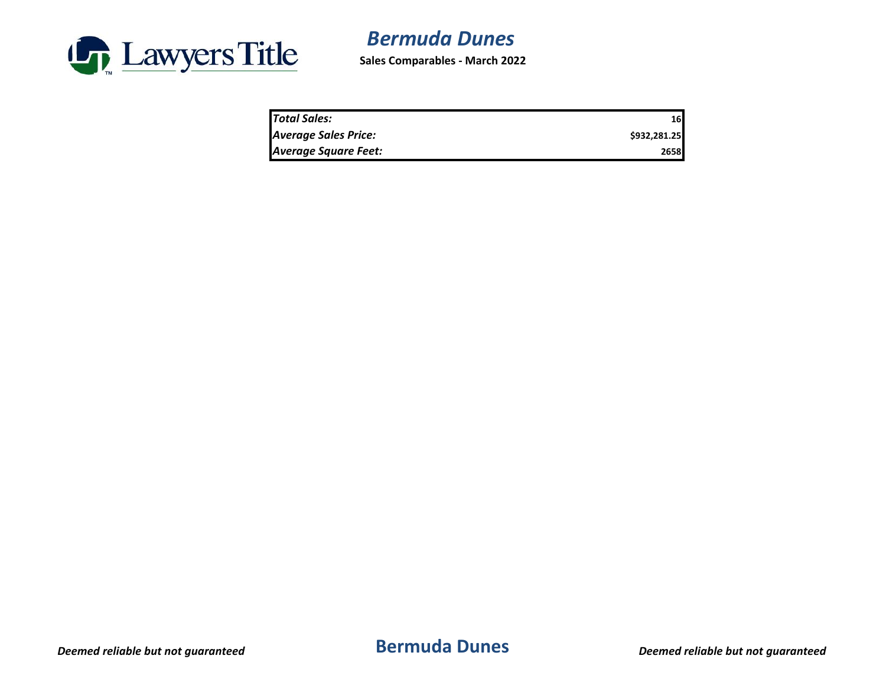# *Bermuda Dunes*

**Sales Comparables - March 2022**

| | |
|---|---|
| ***Total Sales:*** | **16** |
| ***Average Sales Price:*** | **$932,281.25** |
| ***Average Square Feet:*** | **2658** |

***Deemed reliable but not guaranteed*** **Bermuda Dunes** ***Deemed reliable but not guaranteed***